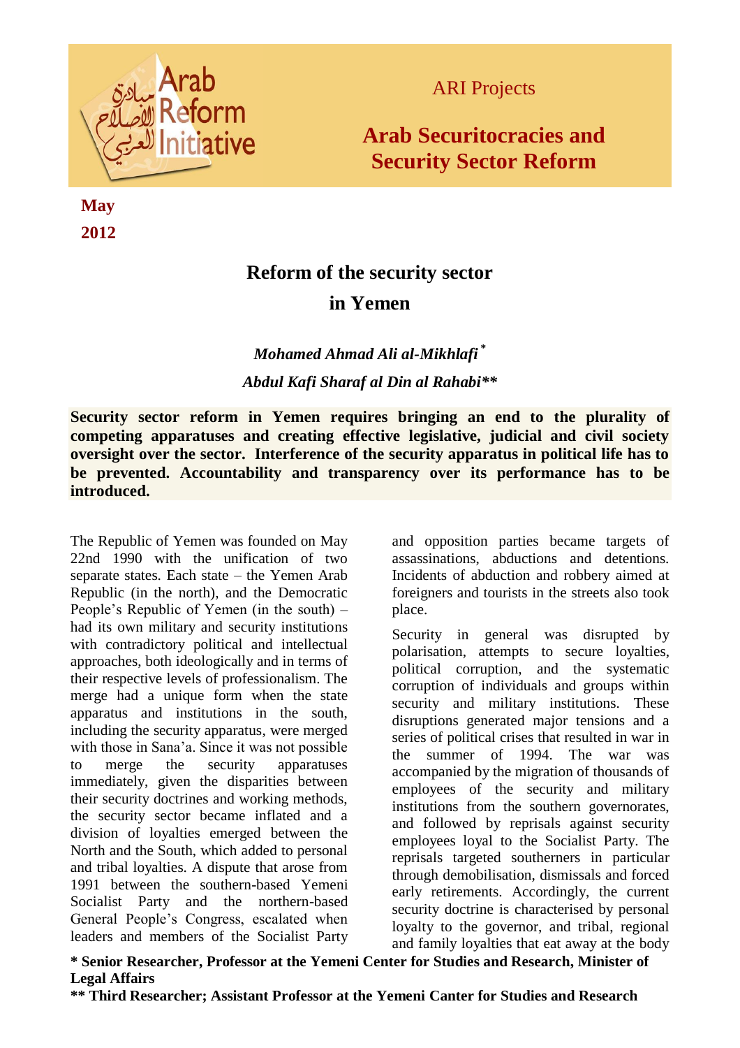Arab Reform Initiative

ARI Projects

**Arab Securitocracies and Security Sector Reform**

**May 2012**

# Reform of the security sector in Yemen

***Mohamed Ahmad Ali al-Mikhlafi*\****

***Abdul Kafi Sharaf al Din al Rahabi\*\****

**Security sector reform in Yemen requires bringing an end to the plurality of competing apparatuses and creating effective legislative, judicial and civil society oversight over the sector. Interference of the security apparatus in political life has to be prevented. Accountability and transparency over its performance has to be introduced.**

The Republic of Yemen was founded on May 22nd 1990 with the unification of two separate states. Each state – the Yemen Arab Republic (in the north), and the Democratic People's Republic of Yemen (in the south) – had its own military and security institutions with contradictory political and intellectual approaches, both ideologically and in terms of their respective levels of professionalism. The merge had a unique form when the state apparatus and institutions in the south, including the security apparatus, were merged with those in Sana'a. Since it was not possible to merge the security apparatuses immediately, given the disparities between their security doctrines and working methods, the security sector became inflated and a division of loyalties emerged between the North and the South, which added to personal and tribal loyalties. A dispute that arose from 1991 between the southern-based Yemeni Socialist Party and the northern-based General People's Congress, escalated when leaders and members of the Socialist Party and opposition parties became targets of assassinations, abductions and detentions. Incidents of abduction and robbery aimed at foreigners and tourists in the streets also took place.

Security in general was disrupted by polarisation, attempts to secure loyalties, political corruption, and the systematic corruption of individuals and groups within security and military institutions. These disruptions generated major tensions and a series of political crises that resulted in war in the summer of 1994. The war was accompanied by the migration of thousands of employees of the security and military institutions from the southern governorates, and followed by reprisals against security employees loyal to the Socialist Party. The reprisals targeted southerners in particular through demobilisation, dismissals and forced early retirements. Accordingly, the current security doctrine is characterised by personal loyalty to the governor, and tribal, regional and family loyalties that eat away at the body

**\* Senior Researcher, Professor at the Yemeni Center for Studies and Research, Minister of Legal Affairs**

**\*\* Third Researcher; Assistant Professor at the Yemeni Canter for Studies and Research**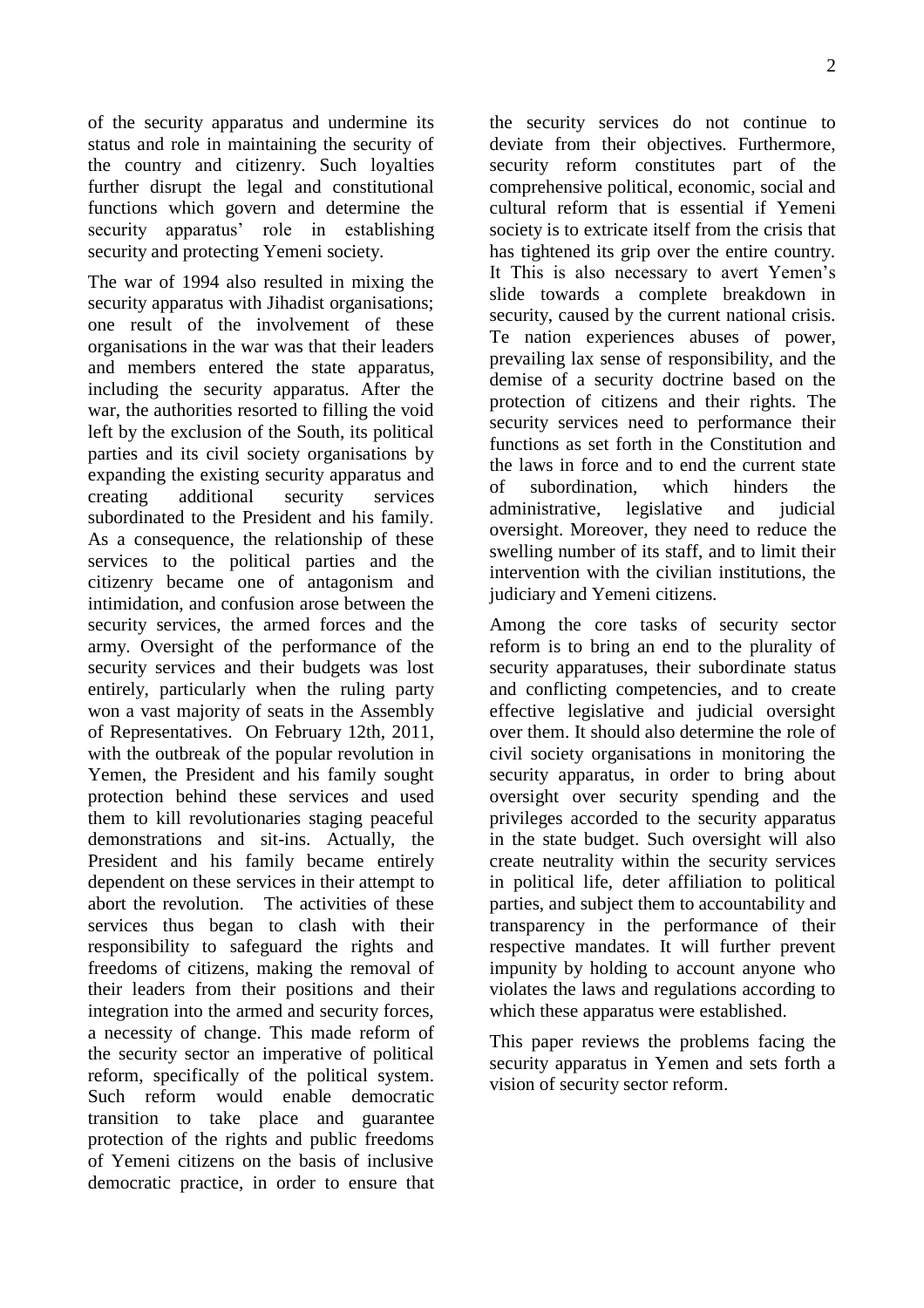of the security apparatus and undermine its status and role in maintaining the security of the country and citizenry. Such loyalties further disrupt the legal and constitutional functions which govern and determine the security apparatus' role in establishing security and protecting Yemeni society.

The war of 1994 also resulted in mixing the security apparatus with Jihadist organisations; one result of the involvement of these organisations in the war was that their leaders and members entered the state apparatus, including the security apparatus. After the war, the authorities resorted to filling the void left by the exclusion of the South, its political parties and its civil society organisations by expanding the existing security apparatus and creating additional security services subordinated to the President and his family. As a consequence, the relationship of these services to the political parties and the citizenry became one of antagonism and intimidation, and confusion arose between the security services, the armed forces and the army. Oversight of the performance of the security services and their budgets was lost entirely, particularly when the ruling party won a vast majority of seats in the Assembly of Representatives. On February 12th, 2011, with the outbreak of the popular revolution in Yemen, the President and his family sought protection behind these services and used them to kill revolutionaries staging peaceful demonstrations and sit-ins. Actually, the President and his family became entirely dependent on these services in their attempt to abort the revolution. The activities of these services thus began to clash with their responsibility to safeguard the rights and freedoms of citizens, making the removal of their leaders from their positions and their integration into the armed and security forces, a necessity of change. This made reform of the security sector an imperative of political reform, specifically of the political system. Such reform would enable democratic transition to take place and guarantee protection of the rights and public freedoms of Yemeni citizens on the basis of inclusive democratic practice, in order to ensure that the security services do not continue to deviate from their objectives. Furthermore, security reform constitutes part of the comprehensive political, economic, social and cultural reform that is essential if Yemeni society is to extricate itself from the crisis that has tightened its grip over the entire country. It This is also necessary to avert Yemen's slide towards a complete breakdown in security, caused by the current national crisis. Te nation experiences abuses of power, prevailing lax sense of responsibility, and the demise of a security doctrine based on the protection of citizens and their rights. The security services need to performance their functions as set forth in the Constitution and the laws in force and to end the current state of subordination, which hinders the administrative, legislative and judicial oversight. Moreover, they need to reduce the swelling number of its staff, and to limit their intervention with the civilian institutions, the judiciary and Yemeni citizens.

Among the core tasks of security sector reform is to bring an end to the plurality of security apparatuses, their subordinate status and conflicting competencies, and to create effective legislative and judicial oversight over them. It should also determine the role of civil society organisations in monitoring the security apparatus, in order to bring about oversight over security spending and the privileges accorded to the security apparatus in the state budget. Such oversight will also create neutrality within the security services in political life, deter affiliation to political parties, and subject them to accountability and transparency in the performance of their respective mandates. It will further prevent impunity by holding to account anyone who violates the laws and regulations according to which these apparatus were established.

This paper reviews the problems facing the security apparatus in Yemen and sets forth a vision of security sector reform.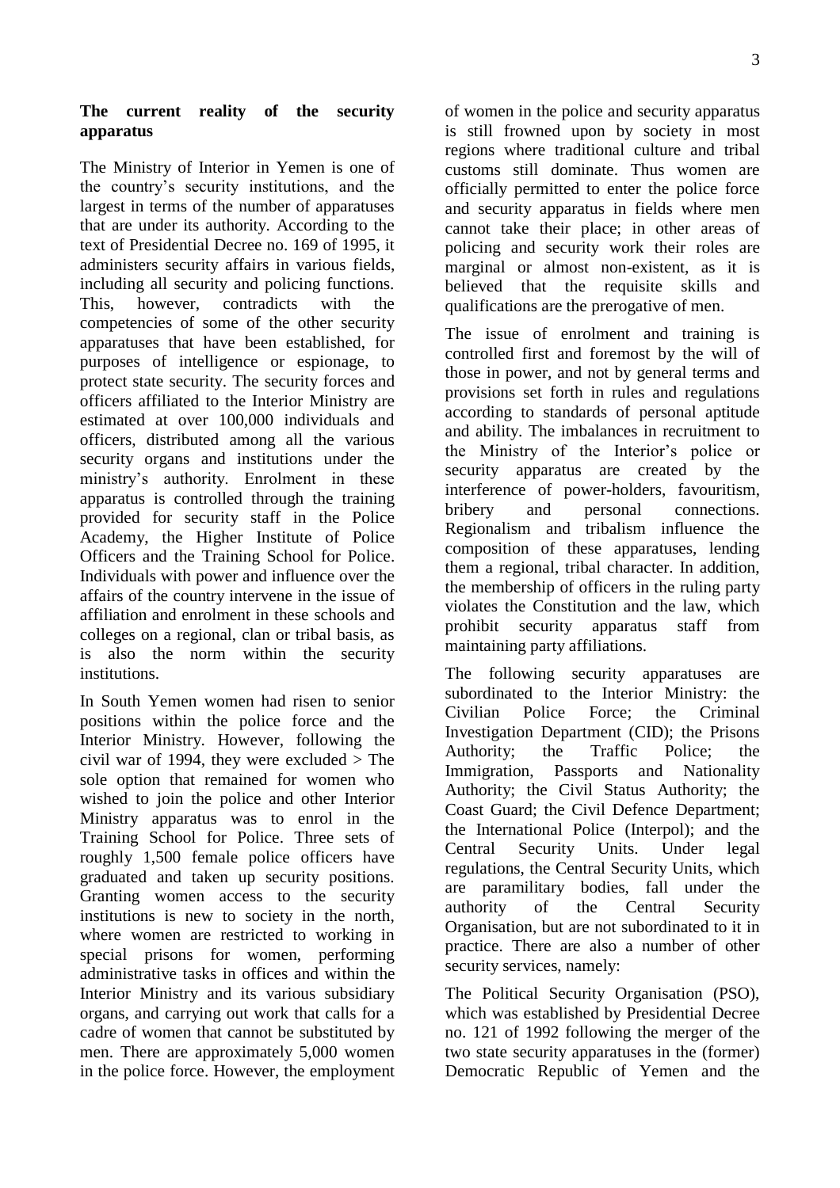**The current reality of the security apparatus**

The Ministry of Interior in Yemen is one of the country's security institutions, and the largest in terms of the number of apparatuses that are under its authority. According to the text of Presidential Decree no. 169 of 1995, it administers security affairs in various fields, including all security and policing functions. This, however, contradicts with the competencies of some of the other security apparatuses that have been established, for purposes of intelligence or espionage, to protect state security. The security forces and officers affiliated to the Interior Ministry are estimated at over 100,000 individuals and officers, distributed among all the various security organs and institutions under the ministry's authority. Enrolment in these apparatus is controlled through the training provided for security staff in the Police Academy, the Higher Institute of Police Officers and the Training School for Police. Individuals with power and influence over the affairs of the country intervene in the issue of affiliation and enrolment in these schools and colleges on a regional, clan or tribal basis, as is also the norm within the security institutions.

In South Yemen women had risen to senior positions within the police force and the Interior Ministry. However, following the civil war of 1994, they were excluded > The sole option that remained for women who wished to join the police and other Interior Ministry apparatus was to enrol in the Training School for Police. Three sets of roughly 1,500 female police officers have graduated and taken up security positions. Granting women access to the security institutions is new to society in the north, where women are restricted to working in special prisons for women, performing administrative tasks in offices and within the Interior Ministry and its various subsidiary organs, and carrying out work that calls for a cadre of women that cannot be substituted by men. There are approximately 5,000 women in the police force. However, the employment of women in the police and security apparatus is still frowned upon by society in most regions where traditional culture and tribal customs still dominate. Thus women are officially permitted to enter the police force and security apparatus in fields where men cannot take their place; in other areas of policing and security work their roles are marginal or almost non-existent, as it is believed that the requisite skills and qualifications are the prerogative of men.

The issue of enrolment and training is controlled first and foremost by the will of those in power, and not by general terms and provisions set forth in rules and regulations according to standards of personal aptitude and ability. The imbalances in recruitment to the Ministry of the Interior's police or security apparatus are created by the interference of power-holders, favouritism, bribery and personal connections. Regionalism and tribalism influence the composition of these apparatuses, lending them a regional, tribal character. In addition, the membership of officers in the ruling party violates the Constitution and the law, which prohibit security apparatus staff from maintaining party affiliations.

The following security apparatuses are subordinated to the Interior Ministry: the Civilian Police Force; the Criminal Investigation Department (CID); the Prisons Authority; the Traffic Police; the Immigration, Passports and Nationality Authority; the Civil Status Authority; the Coast Guard; the Civil Defence Department; the International Police (Interpol); and the Central Security Units. Under legal regulations, the Central Security Units, which are paramilitary bodies, fall under the authority of the Central Security Organisation, but are not subordinated to it in practice. There are also a number of other security services, namely:

The Political Security Organisation (PSO), which was established by Presidential Decree no. 121 of 1992 following the merger of the two state security apparatuses in the (former) Democratic Republic of Yemen and the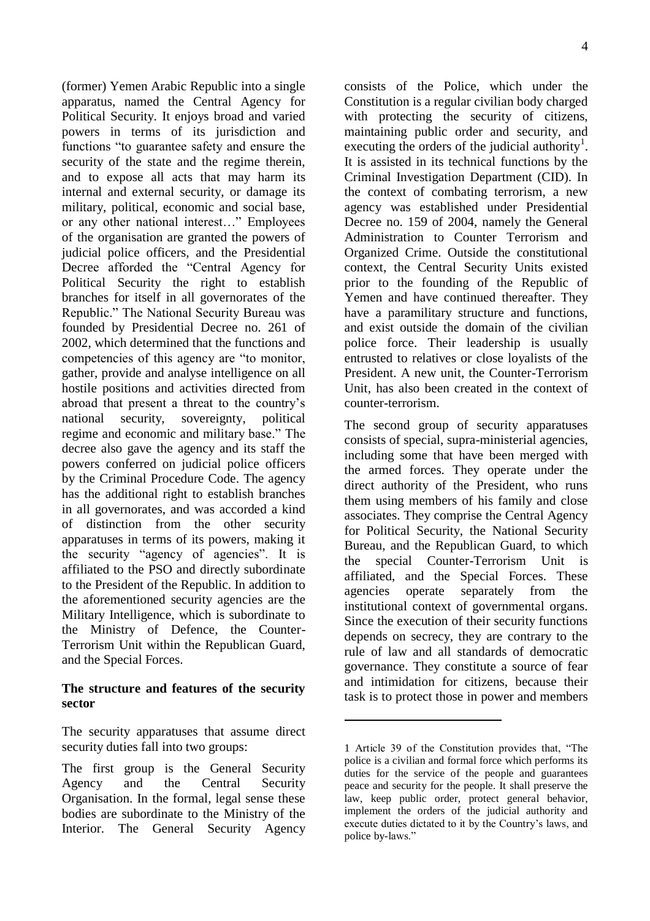(former) Yemen Arabic Republic into a single apparatus, named the Central Agency for Political Security. It enjoys broad and varied powers in terms of its jurisdiction and functions "to guarantee safety and ensure the security of the state and the regime therein, and to expose all acts that may harm its internal and external security, or damage its military, political, economic and social base, or any other national interest…" Employees of the organisation are granted the powers of judicial police officers, and the Presidential Decree afforded the "Central Agency for Political Security the right to establish branches for itself in all governorates of the Republic." The National Security Bureau was founded by Presidential Decree no. 261 of 2002, which determined that the functions and competencies of this agency are "to monitor, gather, provide and analyse intelligence on all hostile positions and activities directed from abroad that present a threat to the country's national security, sovereignty, political regime and economic and military base." The decree also gave the agency and its staff the powers conferred on judicial police officers by the Criminal Procedure Code. The agency has the additional right to establish branches in all governorates, and was accorded a kind of distinction from the other security apparatuses in terms of its powers, making it the security "agency of agencies". It is affiliated to the PSO and directly subordinate to the President of the Republic. In addition to the aforementioned security agencies are the Military Intelligence, which is subordinate to the Ministry of Defence, the Counter-Terrorism Unit within the Republican Guard, and the Special Forces.

**The structure and features of the security sector**

The security apparatuses that assume direct security duties fall into two groups:

The first group is the General Security Agency and the Central Security Organisation. In the formal, legal sense these bodies are subordinate to the Ministry of the Interior. The General Security Agency consists of the Police, which under the Constitution is a regular civilian body charged with protecting the security of citizens, maintaining public order and security, and executing the orders of the judicial authority[1]. It is assisted in its technical functions by the Criminal Investigation Department (CID). In the context of combating terrorism, a new agency was established under Presidential Decree no. 159 of 2004, namely the General Administration to Counter Terrorism and Organized Crime. Outside the constitutional context, the Central Security Units existed prior to the founding of the Republic of Yemen and have continued thereafter. They have a paramilitary structure and functions, and exist outside the domain of the civilian police force. Their leadership is usually entrusted to relatives or close loyalists of the President. A new unit, the Counter-Terrorism Unit, has also been created in the context of counter-terrorism.

The second group of security apparatuses consists of special, supra-ministerial agencies, including some that have been merged with the armed forces. They operate under the direct authority of the President, who runs them using members of his family and close associates. They comprise the Central Agency for Political Security, the National Security Bureau, and the Republican Guard, to which the special Counter-Terrorism Unit is affiliated, and the Special Forces. These agencies operate separately from the institutional context of governmental organs. Since the execution of their security functions depends on secrecy, they are contrary to the rule of law and all standards of democratic governance. They constitute a source of fear and intimidation for citizens, because their task is to protect those in power and members

---

1 Article 39 of the Constitution provides that, "The police is a civilian and formal force which performs its duties for the service of the people and guarantees peace and security for the people. It shall preserve the law, keep public order, protect general behavior, implement the orders of the judicial authority and execute duties dictated to it by the Country's laws, and police by-laws."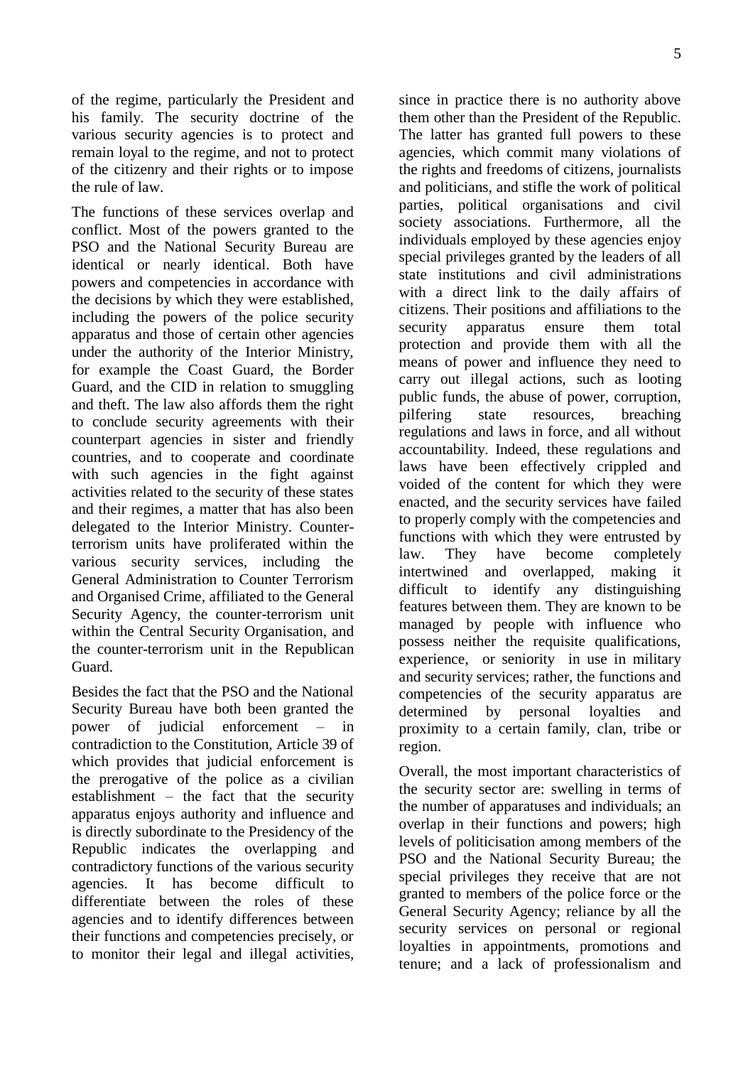of the regime, particularly the President and his family. The security doctrine of the various security agencies is to protect and remain loyal to the regime, and not to protect of the citizenry and their rights or to impose the rule of law.

The functions of these services overlap and conflict. Most of the powers granted to the PSO and the National Security Bureau are identical or nearly identical. Both have powers and competencies in accordance with the decisions by which they were established, including the powers of the police security apparatus and those of certain other agencies under the authority of the Interior Ministry, for example the Coast Guard, the Border Guard, and the CID in relation to smuggling and theft. The law also affords them the right to conclude security agreements with their counterpart agencies in sister and friendly countries, and to cooperate and coordinate with such agencies in the fight against activities related to the security of these states and their regimes, a matter that has also been delegated to the Interior Ministry. Counter-terrorism units have proliferated within the various security services, including the General Administration to Counter Terrorism and Organised Crime, affiliated to the General Security Agency, the counter-terrorism unit within the Central Security Organisation, and the counter-terrorism unit in the Republican Guard.

Besides the fact that the PSO and the National Security Bureau have both been granted the power of judicial enforcement – in contradiction to the Constitution, Article 39 of which provides that judicial enforcement is the prerogative of the police as a civilian establishment – the fact that the security apparatus enjoys authority and influence and is directly subordinate to the Presidency of the Republic indicates the overlapping and contradictory functions of the various security agencies. It has become difficult to differentiate between the roles of these agencies and to identify differences between their functions and competencies precisely, or to monitor their legal and illegal activities, since in practice there is no authority above them other than the President of the Republic. The latter has granted full powers to these agencies, which commit many violations of the rights and freedoms of citizens, journalists and politicians, and stifle the work of political parties, political organisations and civil society associations. Furthermore, all the individuals employed by these agencies enjoy special privileges granted by the leaders of all state institutions and civil administrations with a direct link to the daily affairs of citizens. Their positions and affiliations to the security apparatus ensure them total protection and provide them with all the means of power and influence they need to carry out illegal actions, such as looting public funds, the abuse of power, corruption, pilfering state resources, breaching regulations and laws in force, and all without accountability. Indeed, these regulations and laws have been effectively crippled and voided of the content for which they were enacted, and the security services have failed to properly comply with the competencies and functions with which they were entrusted by law. They have become completely intertwined and overlapped, making it difficult to identify any distinguishing features between them. They are known to be managed by people with influence who possess neither the requisite qualifications, experience, or seniority in use in military and security services; rather, the functions and competencies of the security apparatus are determined by personal loyalties and proximity to a certain family, clan, tribe or region.

Overall, the most important characteristics of the security sector are: swelling in terms of the number of apparatuses and individuals; an overlap in their functions and powers; high levels of politicisation among members of the PSO and the National Security Bureau; the special privileges they receive that are not granted to members of the police force or the General Security Agency; reliance by all the security services on personal or regional loyalties in appointments, promotions and tenure; and a lack of professionalism and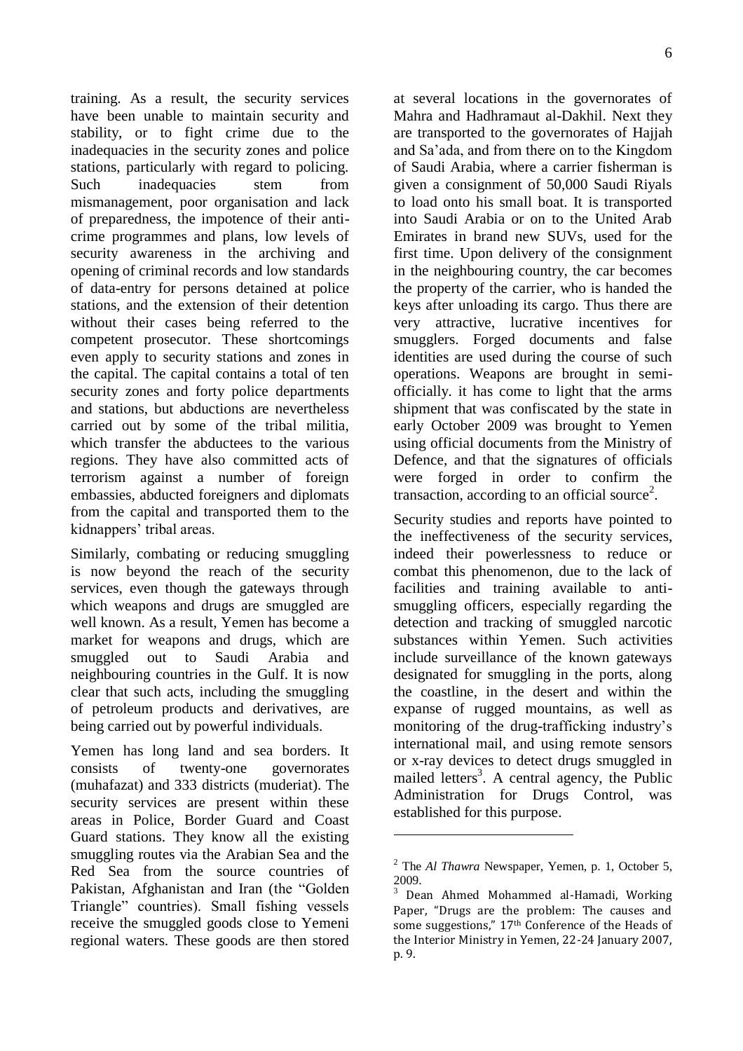training. As a result, the security services have been unable to maintain security and stability, or to fight crime due to the inadequacies in the security zones and police stations, particularly with regard to policing. Such inadequacies stem from mismanagement, poor organisation and lack of preparedness, the impotence of their anti-crime programmes and plans, low levels of security awareness in the archiving and opening of criminal records and low standards of data-entry for persons detained at police stations, and the extension of their detention without their cases being referred to the competent prosecutor. These shortcomings even apply to security stations and zones in the capital. The capital contains a total of ten security zones and forty police departments and stations, but abductions are nevertheless carried out by some of the tribal militia, which transfer the abductees to the various regions. They have also committed acts of terrorism against a number of foreign embassies, abducted foreigners and diplomats from the capital and transported them to the kidnappers' tribal areas.

Similarly, combating or reducing smuggling is now beyond the reach of the security services, even though the gateways through which weapons and drugs are smuggled are well known. As a result, Yemen has become a market for weapons and drugs, which are smuggled out to Saudi Arabia and neighbouring countries in the Gulf. It is now clear that such acts, including the smuggling of petroleum products and derivatives, are being carried out by powerful individuals.

Yemen has long land and sea borders. It consists of twenty-one governorates (muhafazat) and 333 districts (muderiat). The security services are present within these areas in Police, Border Guard and Coast Guard stations. They know all the existing smuggling routes via the Arabian Sea and the Red Sea from the source countries of Pakistan, Afghanistan and Iran (the "Golden Triangle" countries). Small fishing vessels receive the smuggled goods close to Yemeni regional waters. These goods are then stored at several locations in the governorates of Mahra and Hadhramaut al-Dakhil. Next they are transported to the governorates of Hajjah and Sa'ada, and from there on to the Kingdom of Saudi Arabia, where a carrier fisherman is given a consignment of 50,000 Saudi Riyals to load onto his small boat. It is transported into Saudi Arabia or on to the United Arab Emirates in brand new SUVs, used for the first time. Upon delivery of the consignment in the neighbouring country, the car becomes the property of the carrier, who is handed the keys after unloading its cargo. Thus there are very attractive, lucrative incentives for smugglers. Forged documents and false identities are used during the course of such operations. Weapons are brought in semi-officially. it has come to light that the arms shipment that was confiscated by the state in early October 2009 was brought to Yemen using official documents from the Ministry of Defence, and that the signatures of officials were forged in order to confirm the transaction, according to an official source[2].

Security studies and reports have pointed to the ineffectiveness of the security services, indeed their powerlessness to reduce or combat this phenomenon, due to the lack of facilities and training available to anti-smuggling officers, especially regarding the detection and tracking of smuggled narcotic substances within Yemen. Such activities include surveillance of the known gateways designated for smuggling in the ports, along the coastline, in the desert and within the expanse of rugged mountains, as well as monitoring of the drug-trafficking industry's international mail, and using remote sensors or x-ray devices to detect drugs smuggled in mailed letters[3]. A central agency, the Public Administration for Drugs Control, was established for this purpose.

---

[2] The *Al Thawra* Newspaper, Yemen, p. 1, October 5, 2009.

[3] Dean Ahmed Mohammed al-Hamadi, Working Paper, "Drugs are the problem: The causes and some suggestions," 17th Conference of the Heads of the Interior Ministry in Yemen, 22-24 January 2007, p. 9.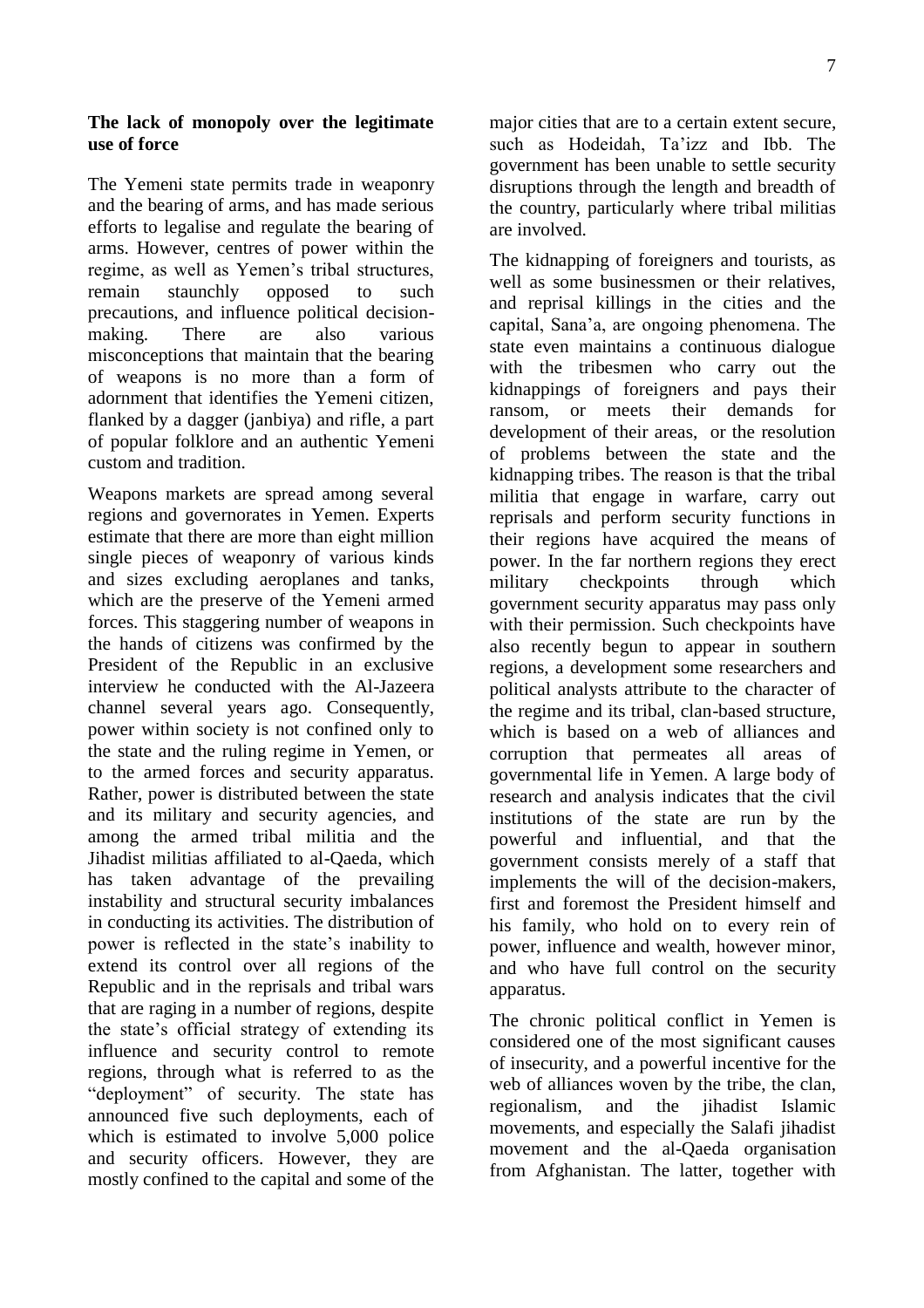### The lack of monopoly over the legitimate use of force

The Yemeni state permits trade in weaponry and the bearing of arms, and has made serious efforts to legalise and regulate the bearing of arms. However, centres of power within the regime, as well as Yemen's tribal structures, remain staunchly opposed to such precautions, and influence political decision-making. There are also various misconceptions that maintain that the bearing of weapons is no more than a form of adornment that identifies the Yemeni citizen, flanked by a dagger (janbiya) and rifle, a part of popular folklore and an authentic Yemeni custom and tradition.

Weapons markets are spread among several regions and governorates in Yemen. Experts estimate that there are more than eight million single pieces of weaponry of various kinds and sizes excluding aeroplanes and tanks, which are the preserve of the Yemeni armed forces. This staggering number of weapons in the hands of citizens was confirmed by the President of the Republic in an exclusive interview he conducted with the Al-Jazeera channel several years ago. Consequently, power within society is not confined only to the state and the ruling regime in Yemen, or to the armed forces and security apparatus. Rather, power is distributed between the state and its military and security agencies, and among the armed tribal militia and the Jihadist militias affiliated to al-Qaeda, which has taken advantage of the prevailing instability and structural security imbalances in conducting its activities. The distribution of power is reflected in the state's inability to extend its control over all regions of the Republic and in the reprisals and tribal wars that are raging in a number of regions, despite the state's official strategy of extending its influence and security control to remote regions, through what is referred to as the "deployment" of security. The state has announced five such deployments, each of which is estimated to involve 5,000 police and security officers. However, they are mostly confined to the capital and some of the major cities that are to a certain extent secure, such as Hodeidah, Ta'izz and Ibb. The government has been unable to settle security disruptions through the length and breadth of the country, particularly where tribal militias are involved.

The kidnapping of foreigners and tourists, as well as some businessmen or their relatives, and reprisal killings in the cities and the capital, Sana'a, are ongoing phenomena. The state even maintains a continuous dialogue with the tribesmen who carry out the kidnappings of foreigners and pays their ransom, or meets their demands for development of their areas, or the resolution of problems between the state and the kidnapping tribes. The reason is that the tribal militia that engage in warfare, carry out reprisals and perform security functions in their regions have acquired the means of power. In the far northern regions they erect military checkpoints through which government security apparatus may pass only with their permission. Such checkpoints have also recently begun to appear in southern regions, a development some researchers and political analysts attribute to the character of the regime and its tribal, clan-based structure, which is based on a web of alliances and corruption that permeates all areas of governmental life in Yemen. A large body of research and analysis indicates that the civil institutions of the state are run by the powerful and influential, and that the government consists merely of a staff that implements the will of the decision-makers, first and foremost the President himself and his family, who hold on to every rein of power, influence and wealth, however minor, and who have full control on the security apparatus.

The chronic political conflict in Yemen is considered one of the most significant causes of insecurity, and a powerful incentive for the web of alliances woven by the tribe, the clan, regionalism, and the jihadist Islamic movements, and especially the Salafi jihadist movement and the al-Qaeda organisation from Afghanistan. The latter, together with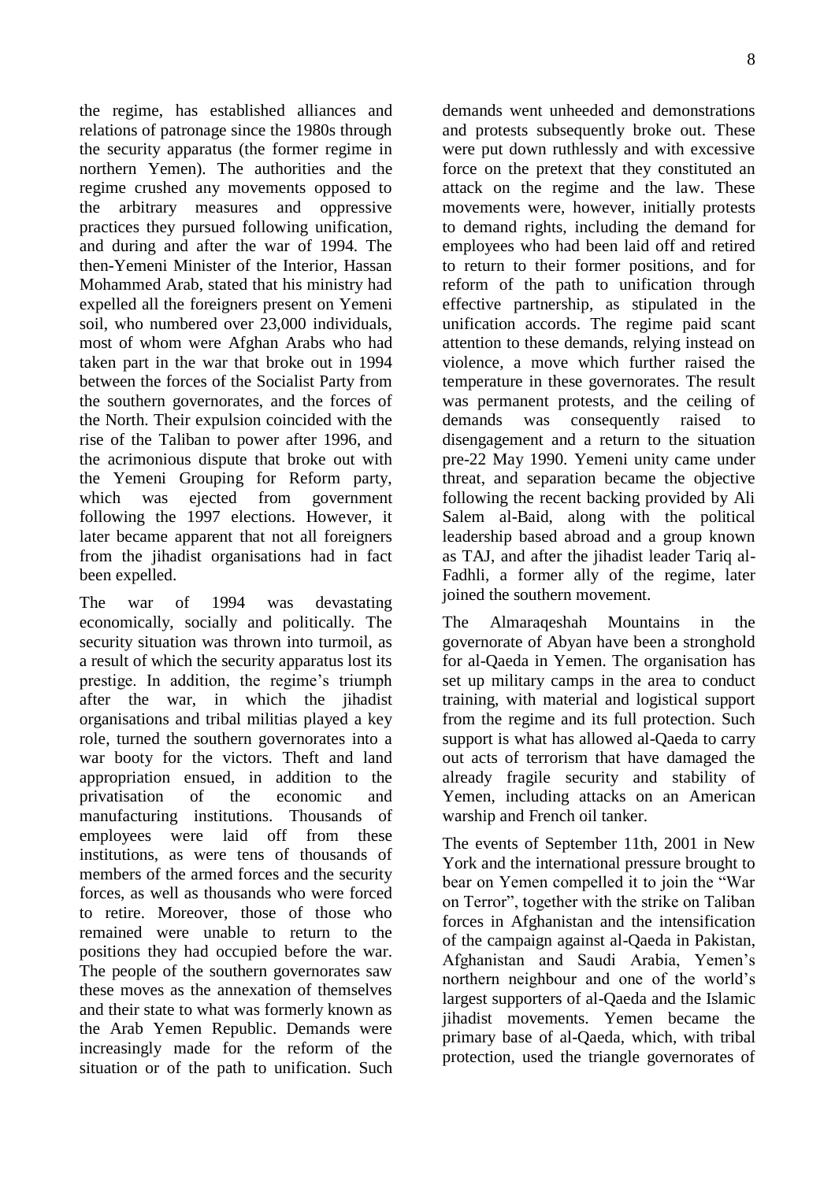the regime, has established alliances and relations of patronage since the 1980s through the security apparatus (the former regime in northern Yemen). The authorities and the regime crushed any movements opposed to the arbitrary measures and oppressive practices they pursued following unification, and during and after the war of 1994. The then-Yemeni Minister of the Interior, Hassan Mohammed Arab, stated that his ministry had expelled all the foreigners present on Yemeni soil, who numbered over 23,000 individuals, most of whom were Afghan Arabs who had taken part in the war that broke out in 1994 between the forces of the Socialist Party from the southern governorates, and the forces of the North. Their expulsion coincided with the rise of the Taliban to power after 1996, and the acrimonious dispute that broke out with the Yemeni Grouping for Reform party, which was ejected from government following the 1997 elections. However, it later became apparent that not all foreigners from the jihadist organisations had in fact been expelled.

The war of 1994 was devastating economically, socially and politically. The security situation was thrown into turmoil, as a result of which the security apparatus lost its prestige. In addition, the regime's triumph after the war, in which the jihadist organisations and tribal militias played a key role, turned the southern governorates into a war booty for the victors. Theft and land appropriation ensued, in addition to the privatisation of the economic and manufacturing institutions. Thousands of employees were laid off from these institutions, as were tens of thousands of members of the armed forces and the security forces, as well as thousands who were forced to retire. Moreover, those of those who remained were unable to return to the positions they had occupied before the war. The people of the southern governorates saw these moves as the annexation of themselves and their state to what was formerly known as the Arab Yemen Republic. Demands were increasingly made for the reform of the situation or of the path to unification. Such demands went unheeded and demonstrations and protests subsequently broke out. These were put down ruthlessly and with excessive force on the pretext that they constituted an attack on the regime and the law. These movements were, however, initially protests to demand rights, including the demand for employees who had been laid off and retired to return to their former positions, and for reform of the path to unification through effective partnership, as stipulated in the unification accords. The regime paid scant attention to these demands, relying instead on violence, a move which further raised the temperature in these governorates. The result was permanent protests, and the ceiling of demands was consequently raised to disengagement and a return to the situation pre-22 May 1990. Yemeni unity came under threat, and separation became the objective following the recent backing provided by Ali Salem al-Baid, along with the political leadership based abroad and a group known as TAJ, and after the jihadist leader Tariq al-Fadhli, a former ally of the regime, later joined the southern movement.

The Almaraqeshah Mountains in the governorate of Abyan have been a stronghold for al-Qaeda in Yemen. The organisation has set up military camps in the area to conduct training, with material and logistical support from the regime and its full protection. Such support is what has allowed al-Qaeda to carry out acts of terrorism that have damaged the already fragile security and stability of Yemen, including attacks on an American warship and French oil tanker.

The events of September 11th, 2001 in New York and the international pressure brought to bear on Yemen compelled it to join the "War on Terror", together with the strike on Taliban forces in Afghanistan and the intensification of the campaign against al-Qaeda in Pakistan, Afghanistan and Saudi Arabia, Yemen's northern neighbour and one of the world's largest supporters of al-Qaeda and the Islamic jihadist movements. Yemen became the primary base of al-Qaeda, which, with tribal protection, used the triangle governorates of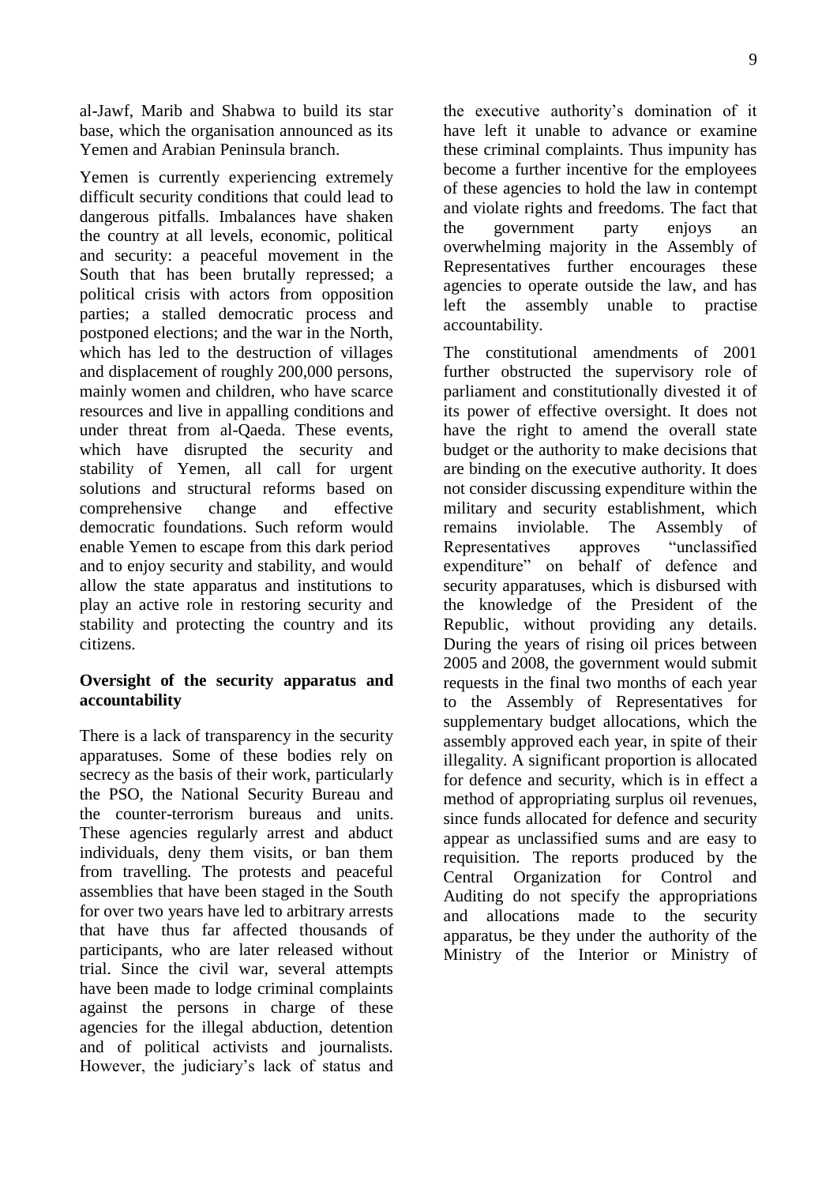al-Jawf, Marib and Shabwa to build its star base, which the organisation announced as its Yemen and Arabian Peninsula branch.

Yemen is currently experiencing extremely difficult security conditions that could lead to dangerous pitfalls. Imbalances have shaken the country at all levels, economic, political and security: a peaceful movement in the South that has been brutally repressed; a political crisis with actors from opposition parties; a stalled democratic process and postponed elections; and the war in the North, which has led to the destruction of villages and displacement of roughly 200,000 persons, mainly women and children, who have scarce resources and live in appalling conditions and under threat from al-Qaeda. These events, which have disrupted the security and stability of Yemen, all call for urgent solutions and structural reforms based on comprehensive change and effective democratic foundations. Such reform would enable Yemen to escape from this dark period and to enjoy security and stability, and would allow the state apparatus and institutions to play an active role in restoring security and stability and protecting the country and its citizens.

**Oversight of the security apparatus and accountability**

There is a lack of transparency in the security apparatuses. Some of these bodies rely on secrecy as the basis of their work, particularly the PSO, the National Security Bureau and the counter-terrorism bureaus and units. These agencies regularly arrest and abduct individuals, deny them visits, or ban them from travelling. The protests and peaceful assemblies that have been staged in the South for over two years have led to arbitrary arrests that have thus far affected thousands of participants, who are later released without trial. Since the civil war, several attempts have been made to lodge criminal complaints against the persons in charge of these agencies for the illegal abduction, detention and of political activists and journalists. However, the judiciary's lack of status and the executive authority's domination of it have left it unable to advance or examine these criminal complaints. Thus impunity has become a further incentive for the employees of these agencies to hold the law in contempt and violate rights and freedoms. The fact that the government party enjoys an overwhelming majority in the Assembly of Representatives further encourages these agencies to operate outside the law, and has left the assembly unable to practise accountability.

The constitutional amendments of 2001 further obstructed the supervisory role of parliament and constitutionally divested it of its power of effective oversight. It does not have the right to amend the overall state budget or the authority to make decisions that are binding on the executive authority. It does not consider discussing expenditure within the military and security establishment, which remains inviolable. The Assembly of Representatives approves "unclassified expenditure" on behalf of defence and security apparatuses, which is disbursed with the knowledge of the President of the Republic, without providing any details. During the years of rising oil prices between 2005 and 2008, the government would submit requests in the final two months of each year to the Assembly of Representatives for supplementary budget allocations, which the assembly approved each year, in spite of their illegality. A significant proportion is allocated for defence and security, which is in effect a method of appropriating surplus oil revenues, since funds allocated for defence and security appear as unclassified sums and are easy to requisition. The reports produced by the Central Organization for Control and Auditing do not specify the appropriations and allocations made to the security apparatus, be they under the authority of the Ministry of the Interior or Ministry of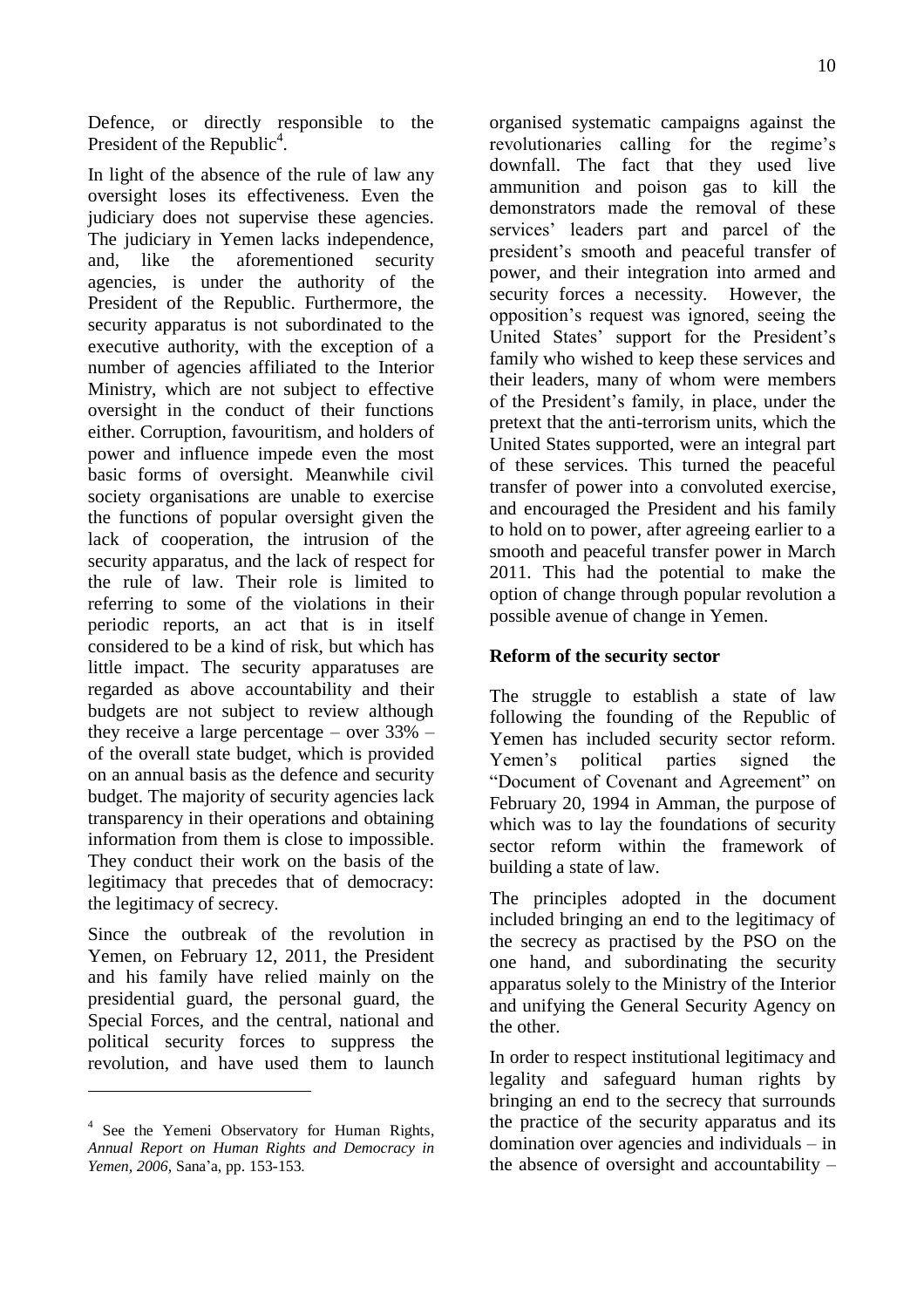Defence, or directly responsible to the President of the Republic[4].

In light of the absence of the rule of law any oversight loses its effectiveness. Even the judiciary does not supervise these agencies. The judiciary in Yemen lacks independence, and, like the aforementioned security agencies, is under the authority of the President of the Republic. Furthermore, the security apparatus is not subordinated to the executive authority, with the exception of a number of agencies affiliated to the Interior Ministry, which are not subject to effective oversight in the conduct of their functions either. Corruption, favouritism, and holders of power and influence impede even the most basic forms of oversight. Meanwhile civil society organisations are unable to exercise the functions of popular oversight given the lack of cooperation, the intrusion of the security apparatus, and the lack of respect for the rule of law. Their role is limited to referring to some of the violations in their periodic reports, an act that is in itself considered to be a kind of risk, but which has little impact. The security apparatuses are regarded as above accountability and their budgets are not subject to review although they receive a large percentage – over 33% – of the overall state budget, which is provided on an annual basis as the defence and security budget. The majority of security agencies lack transparency in their operations and obtaining information from them is close to impossible. They conduct their work on the basis of the legitimacy that precedes that of democracy: the legitimacy of secrecy.

Since the outbreak of the revolution in Yemen, on February 12, 2011, the President and his family have relied mainly on the presidential guard, the personal guard, the Special Forces, and the central, national and political security forces to suppress the revolution, and have used them to launch organised systematic campaigns against the revolutionaries calling for the regime's downfall. The fact that they used live ammunition and poison gas to kill the demonstrators made the removal of these services' leaders part and parcel of the president's smooth and peaceful transfer of power, and their integration into armed and security forces a necessity. However, the opposition's request was ignored, seeing the United States' support for the President's family who wished to keep these services and their leaders, many of whom were members of the President's family, in place, under the pretext that the anti-terrorism units, which the United States supported, were an integral part of these services. This turned the peaceful transfer of power into a convoluted exercise, and encouraged the President and his family to hold on to power, after agreeing earlier to a smooth and peaceful transfer power in March 2011. This had the potential to make the option of change through popular revolution a possible avenue of change in Yemen.

### Reform of the security sector

The struggle to establish a state of law following the founding of the Republic of Yemen has included security sector reform. Yemen's political parties signed the "Document of Covenant and Agreement" on February 20, 1994 in Amman, the purpose of which was to lay the foundations of security sector reform within the framework of building a state of law.

The principles adopted in the document included bringing an end to the legitimacy of the secrecy as practised by the PSO on the one hand, and subordinating the security apparatus solely to the Ministry of the Interior and unifying the General Security Agency on the other.

In order to respect institutional legitimacy and legality and safeguard human rights by bringing an end to the secrecy that surrounds the practice of the security apparatus and its domination over agencies and individuals – in the absence of oversight and accountability –

---

[4] See the Yemeni Observatory for Human Rights, *Annual Report on Human Rights and Democracy in Yemen, 2006*, Sana'a, pp. 153-153.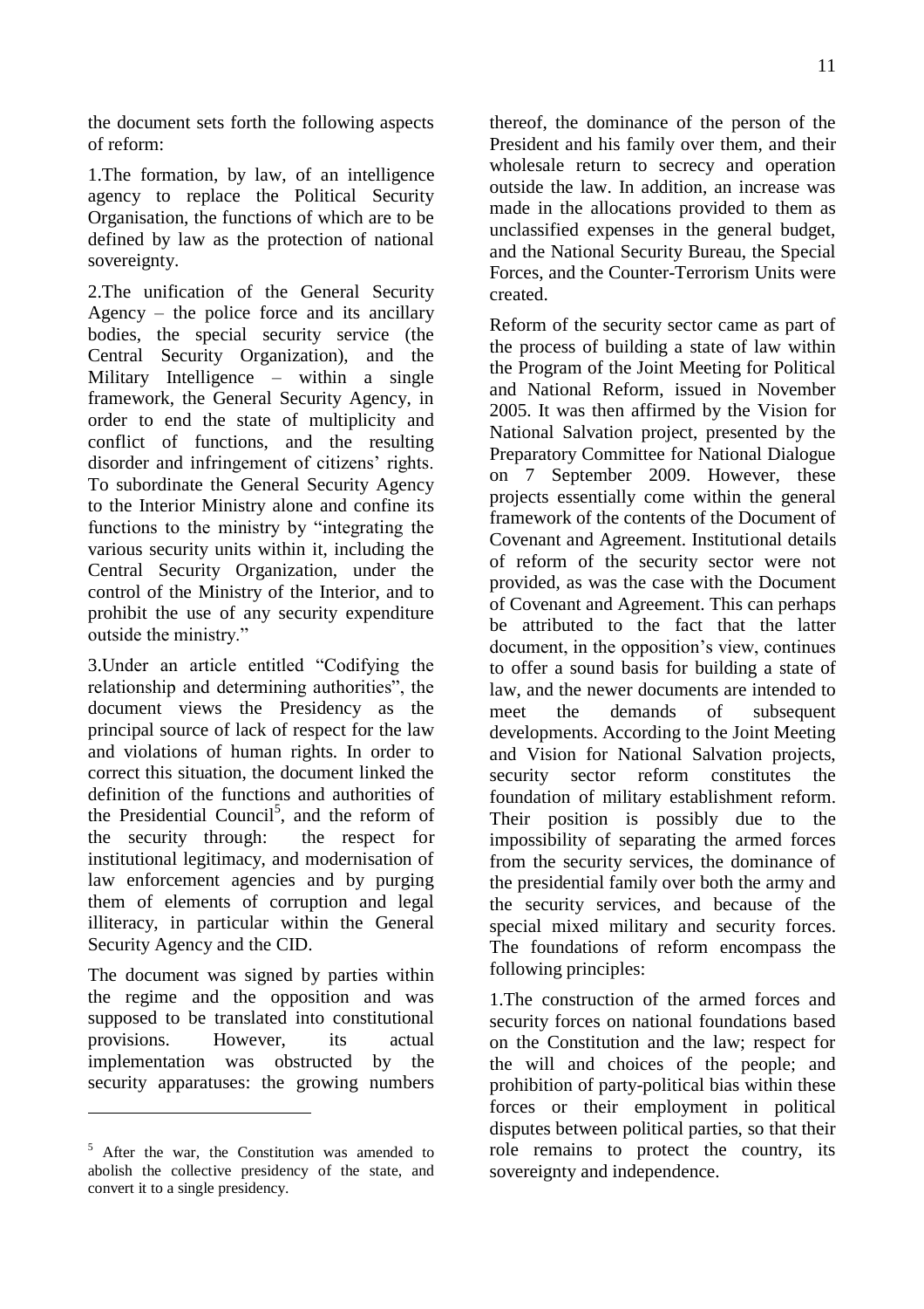the document sets forth the following aspects of reform:

1.The formation, by law, of an intelligence agency to replace the Political Security Organisation, the functions of which are to be defined by law as the protection of national sovereignty.

2.The unification of the General Security Agency – the police force and its ancillary bodies, the special security service (the Central Security Organization), and the Military Intelligence – within a single framework, the General Security Agency, in order to end the state of multiplicity and conflict of functions, and the resulting disorder and infringement of citizens' rights. To subordinate the General Security Agency to the Interior Ministry alone and confine its functions to the ministry by "integrating the various security units within it, including the Central Security Organization, under the control of the Ministry of the Interior, and to prohibit the use of any security expenditure outside the ministry."

3.Under an article entitled "Codifying the relationship and determining authorities", the document views the Presidency as the principal source of lack of respect for the law and violations of human rights. In order to correct this situation, the document linked the definition of the functions and authorities of the Presidential Council[5], and the reform of the security through: the respect for institutional legitimacy, and modernisation of law enforcement agencies and by purging them of elements of corruption and legal illiteracy, in particular within the General Security Agency and the CID.

The document was signed by parties within the regime and the opposition and was supposed to be translated into constitutional provisions. However, its actual implementation was obstructed by the security apparatuses: the growing numbers thereof, the dominance of the person of the President and his family over them, and their wholesale return to secrecy and operation outside the law. In addition, an increase was made in the allocations provided to them as unclassified expenses in the general budget, and the National Security Bureau, the Special Forces, and the Counter-Terrorism Units were created.

Reform of the security sector came as part of the process of building a state of law within the Program of the Joint Meeting for Political and National Reform, issued in November 2005. It was then affirmed by the Vision for National Salvation project, presented by the Preparatory Committee for National Dialogue on 7 September 2009. However, these projects essentially come within the general framework of the contents of the Document of Covenant and Agreement. Institutional details of reform of the security sector were not provided, as was the case with the Document of Covenant and Agreement. This can perhaps be attributed to the fact that the latter document, in the opposition's view, continues to offer a sound basis for building a state of law, and the newer documents are intended to meet the demands of subsequent developments. According to the Joint Meeting and Vision for National Salvation projects, security sector reform constitutes the foundation of military establishment reform. Their position is possibly due to the impossibility of separating the armed forces from the security services, the dominance of the presidential family over both the army and the security services, and because of the special mixed military and security forces. The foundations of reform encompass the following principles:

1.The construction of the armed forces and security forces on national foundations based on the Constitution and the law; respect for the will and choices of the people; and prohibition of party-political bias within these forces or their employment in political disputes between political parties, so that their role remains to protect the country, its sovereignty and independence.

---

[5] After the war, the Constitution was amended to abolish the collective presidency of the state, and convert it to a single presidency.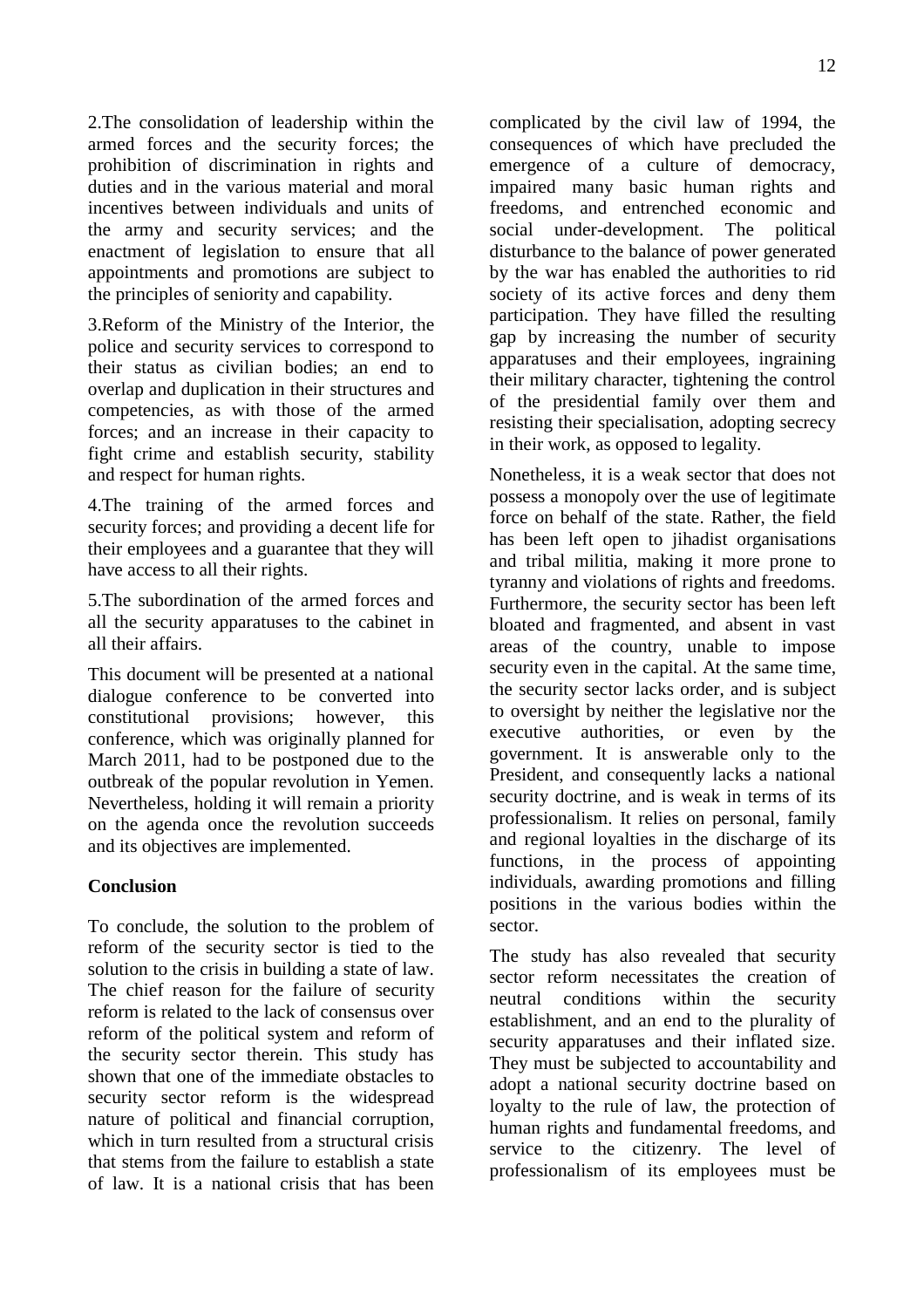2.The consolidation of leadership within the armed forces and the security forces; the prohibition of discrimination in rights and duties and in the various material and moral incentives between individuals and units of the army and security services; and the enactment of legislation to ensure that all appointments and promotions are subject to the principles of seniority and capability.

3.Reform of the Ministry of the Interior, the police and security services to correspond to their status as civilian bodies; an end to overlap and duplication in their structures and competencies, as with those of the armed forces; and an increase in their capacity to fight crime and establish security, stability and respect for human rights.

4.The training of the armed forces and security forces; and providing a decent life for their employees and a guarantee that they will have access to all their rights.

5.The subordination of the armed forces and all the security apparatuses to the cabinet in all their affairs.

This document will be presented at a national dialogue conference to be converted into constitutional provisions; however, this conference, which was originally planned for March 2011, had to be postponed due to the outbreak of the popular revolution in Yemen. Nevertheless, holding it will remain a priority on the agenda once the revolution succeeds and its objectives are implemented.

**Conclusion**

To conclude, the solution to the problem of reform of the security sector is tied to the solution to the crisis in building a state of law. The chief reason for the failure of security reform is related to the lack of consensus over reform of the political system and reform of the security sector therein. This study has shown that one of the immediate obstacles to security sector reform is the widespread nature of political and financial corruption, which in turn resulted from a structural crisis that stems from the failure to establish a state of law. It is a national crisis that has been complicated by the civil law of 1994, the consequences of which have precluded the emergence of a culture of democracy, impaired many basic human rights and freedoms, and entrenched economic and social under-development. The political disturbance to the balance of power generated by the war has enabled the authorities to rid society of its active forces and deny them participation. They have filled the resulting gap by increasing the number of security apparatuses and their employees, ingraining their military character, tightening the control of the presidential family over them and resisting their specialisation, adopting secrecy in their work, as opposed to legality.

Nonetheless, it is a weak sector that does not possess a monopoly over the use of legitimate force on behalf of the state. Rather, the field has been left open to jihadist organisations and tribal militia, making it more prone to tyranny and violations of rights and freedoms. Furthermore, the security sector has been left bloated and fragmented, and absent in vast areas of the country, unable to impose security even in the capital. At the same time, the security sector lacks order, and is subject to oversight by neither the legislative nor the executive authorities, or even by the government. It is answerable only to the President, and consequently lacks a national security doctrine, and is weak in terms of its professionalism. It relies on personal, family and regional loyalties in the discharge of its functions, in the process of appointing individuals, awarding promotions and filling positions in the various bodies within the sector.

The study has also revealed that security sector reform necessitates the creation of neutral conditions within the security establishment, and an end to the plurality of security apparatuses and their inflated size. They must be subjected to accountability and adopt a national security doctrine based on loyalty to the rule of law, the protection of human rights and fundamental freedoms, and service to the citizenry. The level of professionalism of its employees must be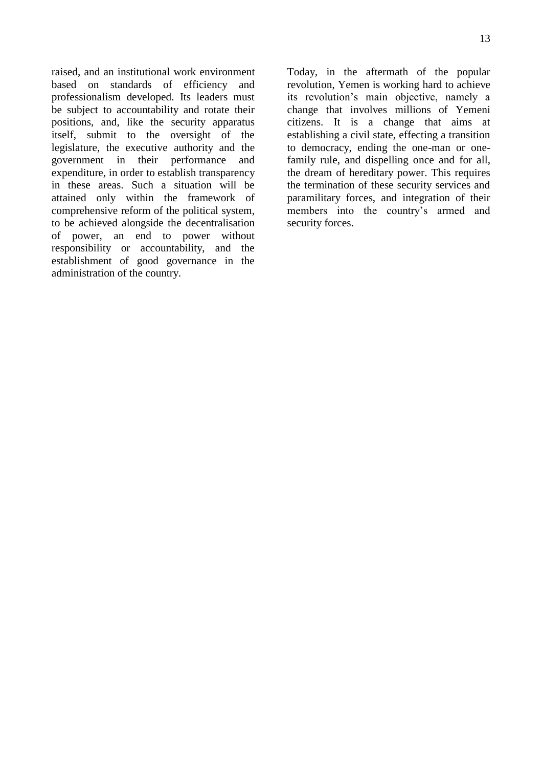raised, and an institutional work environment based on standards of efficiency and professionalism developed. Its leaders must be subject to accountability and rotate their positions, and, like the security apparatus itself, submit to the oversight of the legislature, the executive authority and the government in their performance and expenditure, in order to establish transparency in these areas. Such a situation will be attained only within the framework of comprehensive reform of the political system, to be achieved alongside the decentralisation of power, an end to power without responsibility or accountability, and the establishment of good governance in the administration of the country.

Today, in the aftermath of the popular revolution, Yemen is working hard to achieve its revolution's main objective, namely a change that involves millions of Yemeni citizens. It is a change that aims at establishing a civil state, effecting a transition to democracy, ending the one-man or one-family rule, and dispelling once and for all, the dream of hereditary power. This requires the termination of these security services and paramilitary forces, and integration of their members into the country's armed and security forces.